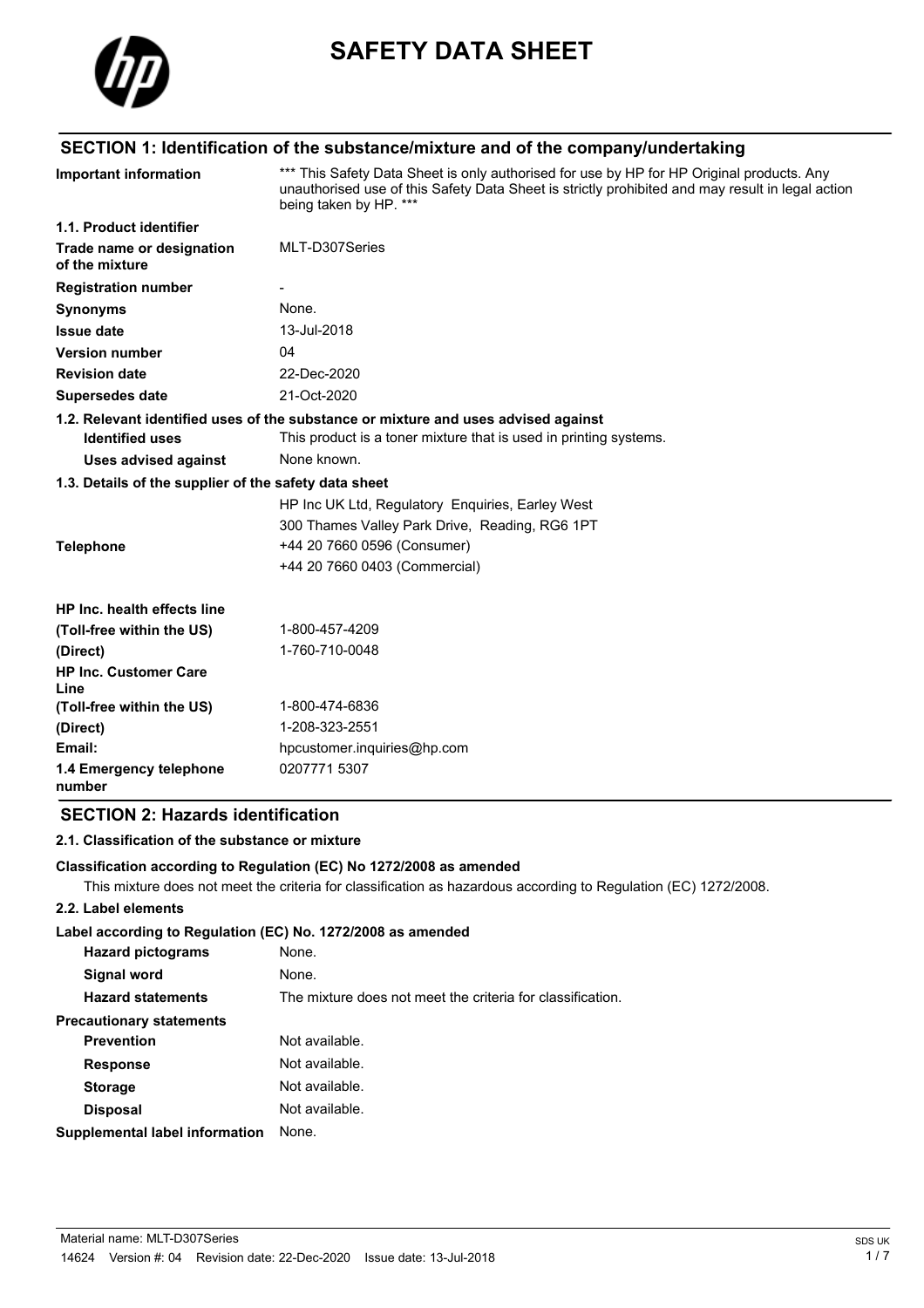# SAFETY DATA SHEET

## SECTION 1: Identification of the substance/mixture and of the company/undertaking

| | |
|---|---|
| **Important information** | *** This Safety Data Sheet is only authorised for use by HP for HP Original products. Any unauthorised use of this Safety Data Sheet is strictly prohibited and may result in legal action being taken by HP. *** |
| **1.1. Product identifier** | |
| **Trade name or designation of the mixture** | MLT-D307Series |
| **Registration number** | - |
| **Synonyms** | None. |
| **Issue date** | 13-Jul-2018 |
| **Version number** | 04 |
| **Revision date** | 22-Dec-2020 |
| **Supersedes date** | 21-Oct-2020 |

**1.2. Relevant identified uses of the substance or mixture and uses advised against**

| | |
|---|---|
| **Identified uses** | This product is a toner mixture that is used in printing systems. |
| **Uses advised against** | None known. |

**1.3. Details of the supplier of the safety data sheet**

| | |
|---|---|
| | HP Inc UK Ltd, Regulatory Enquiries, Earley West |
| | 300 Thames Valley Park Drive, Reading, RG6 1PT |
| **Telephone** | +44 20 7660 0596 (Consumer) |
| | +44 20 7660 0403 (Commercial) |
| **HP Inc. health effects line** | |
| **(Toll-free within the US)** | 1-800-457-4209 |
| **(Direct)** | 1-760-710-0048 |
| **HP Inc. Customer Care Line** | |
| **(Toll-free within the US)** | 1-800-474-6836 |
| **(Direct)** | 1-208-323-2551 |
| **Email:** | hpcustomer.inquiries@hp.com |
| **1.4 Emergency telephone number** | 0207771 5307 |

## SECTION 2: Hazards identification

**2.1. Classification of the substance or mixture**

**Classification according to Regulation (EC) No 1272/2008 as amended**

This mixture does not meet the criteria for classification as hazardous according to Regulation (EC) 1272/2008.

**2.2. Label elements**

**Label according to Regulation (EC) No. 1272/2008 as amended**

| | |
|---|---|
| **Hazard pictograms** | None. |
| **Signal word** | None. |
| **Hazard statements** | The mixture does not meet the criteria for classification. |
| **Precautionary statements** | |
| **Prevention** | Not available. |
| **Response** | Not available. |
| **Storage** | Not available. |
| **Disposal** | Not available. |
| **Supplemental label information** | None. |

Material name: MLT-D307Series

14624 Version #: 04 Revision date: 22-Dec-2020 Issue date: 13-Jul-2018

SDS UK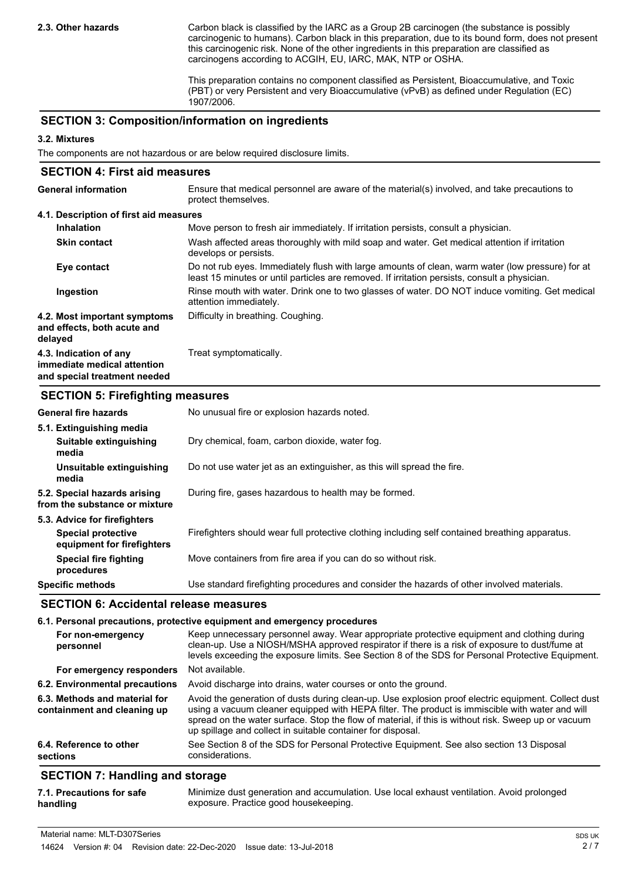| | |
|---|---|
| **2.3. Other hazards** | Carbon black is classified by the IARC as a Group 2B carcinogen (the substance is possibly carcinogenic to humans). Carbon black in this preparation, due to its bound form, does not present this carcinogenic risk. None of the other ingredients in this preparation are classified as carcinogens according to ACGIH, EU, IARC, MAK, NTP or OSHA.<br><br>This preparation contains no component classified as Persistent, Bioaccumulative, and Toxic (PBT) or very Persistent and very Bioaccumulative (vPvB) as defined under Regulation (EC) 1907/2006. |

## SECTION 3: Composition/information on ingredients

### 3.2. Mixtures

The components are not hazardous or are below required disclosure limits.

## SECTION 4: First aid measures

| | |
|---|---|
| **General information** | Ensure that medical personnel are aware of the material(s) involved, and take precautions to protect themselves. |
| **4.1. Description of first aid measures** | |
| **Inhalation** | Move person to fresh air immediately. If irritation persists, consult a physician. |
| **Skin contact** | Wash affected areas thoroughly with mild soap and water. Get medical attention if irritation develops or persists. |
| **Eye contact** | Do not rub eyes. Immediately flush with large amounts of clean, warm water (low pressure) for at least 15 minutes or until particles are removed. If irritation persists, consult a physician. |
| **Ingestion** | Rinse mouth with water. Drink one to two glasses of water. DO NOT induce vomiting. Get medical attention immediately. |
| **4.2. Most important symptoms and effects, both acute and delayed** | Difficulty in breathing. Coughing. |
| **4.3. Indication of any immediate medical attention and special treatment needed** | Treat symptomatically. |

## SECTION 5: Firefighting measures

| | |
|---|---|
| **General fire hazards** | No unusual fire or explosion hazards noted. |
| **5.1. Extinguishing media** | |
| **Suitable extinguishing media** | Dry chemical, foam, carbon dioxide, water fog. |
| **Unsuitable extinguishing media** | Do not use water jet as an extinguisher, as this will spread the fire. |
| **5.2. Special hazards arising from the substance or mixture** | During fire, gases hazardous to health may be formed. |
| **5.3. Advice for firefighters** | |
| **Special protective equipment for firefighters** | Firefighters should wear full protective clothing including self contained breathing apparatus. |
| **Special fire fighting procedures** | Move containers from fire area if you can do so without risk. |
| **Specific methods** | Use standard firefighting procedures and consider the hazards of other involved materials. |

## SECTION 6: Accidental release measures

### 6.1. Personal precautions, protective equipment and emergency procedures

| | |
|---|---|
| **For non-emergency personnel** | Keep unnecessary personnel away. Wear appropriate protective equipment and clothing during clean-up. Use a NIOSH/MSHA approved respirator if there is a risk of exposure to dust/fume at levels exceeding the exposure limits. See Section 8 of the SDS for Personal Protective Equipment. |
| **For emergency responders** | Not available. |
| **6.2. Environmental precautions** | Avoid discharge into drains, water courses or onto the ground. |
| **6.3. Methods and material for containment and cleaning up** | Avoid the generation of dusts during clean-up. Use explosion proof electric equipment. Collect dust using a vacuum cleaner equipped with HEPA filter. The product is immiscible with water and will spread on the water surface. Stop the flow of material, if this is without risk. Sweep up or vacuum up spillage and collect in suitable container for disposal. |
| **6.4. Reference to other sections** | See Section 8 of the SDS for Personal Protective Equipment. See also section 13 Disposal considerations. |

## SECTION 7: Handling and storage

| | |
|---|---|
| **7.1. Precautions for safe handling** | Minimize dust generation and accumulation. Use local exhaust ventilation. Avoid prolonged exposure. Practice good housekeeping. |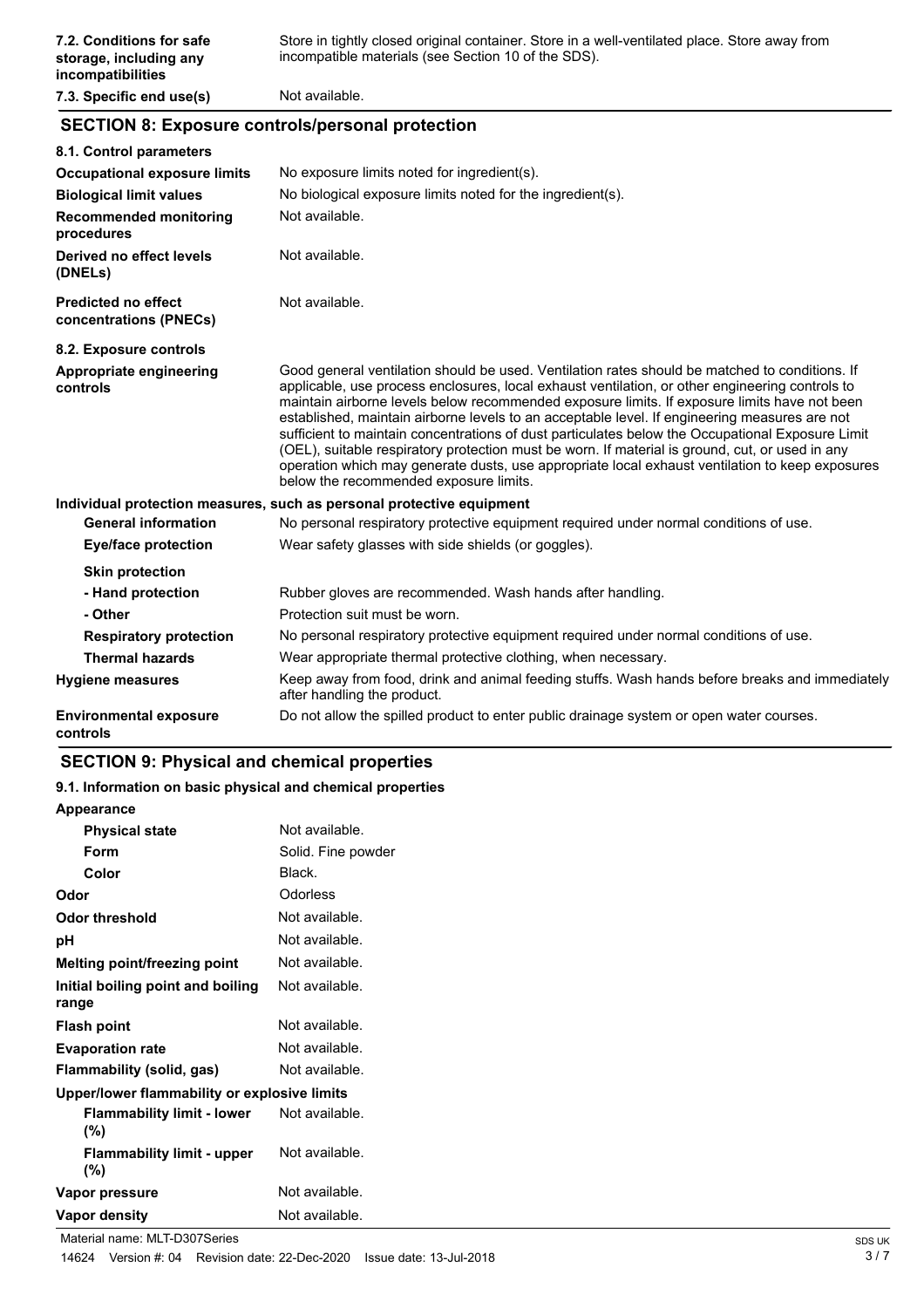| | |
|---|---|
| **7.2. Conditions for safe storage, including any incompatibilities** | Store in tightly closed original container. Store in a well-ventilated place. Store away from incompatible materials (see Section 10 of the SDS). |
| **7.3. Specific end use(s)** | Not available. |

## SECTION 8: Exposure controls/personal protection

**8.1. Control parameters**

| | |
|---|---|
| **Occupational exposure limits** | No exposure limits noted for ingredient(s). |
| **Biological limit values** | No biological exposure limits noted for the ingredient(s). |
| **Recommended monitoring procedures** | Not available. |
| **Derived no effect levels (DNELs)** | Not available. |
| **Predicted no effect concentrations (PNECs)** | Not available. |

**8.2. Exposure controls**

| | |
|---|---|
| **Appropriate engineering controls** | Good general ventilation should be used. Ventilation rates should be matched to conditions. If applicable, use process enclosures, local exhaust ventilation, or other engineering controls to maintain airborne levels below recommended exposure limits. If exposure limits have not been established, maintain airborne levels to an acceptable level. If engineering measures are not sufficient to maintain concentrations of dust particulates below the Occupational Exposure Limit (OEL), suitable respiratory protection must be worn. If material is ground, cut, or used in any operation which may generate dusts, use appropriate local exhaust ventilation to keep exposures below the recommended exposure limits. |

**Individual protection measures, such as personal protective equipment**

| | |
|---|---|
| **General information** | No personal respiratory protective equipment required under normal conditions of use. |
| **Eye/face protection** | Wear safety glasses with side shields (or goggles). |
| **Skin protection** | |
| **- Hand protection** | Rubber gloves are recommended. Wash hands after handling. |
| **- Other** | Protection suit must be worn. |
| **Respiratory protection** | No personal respiratory protective equipment required under normal conditions of use. |
| **Thermal hazards** | Wear appropriate thermal protective clothing, when necessary. |
| **Hygiene measures** | Keep away from food, drink and animal feeding stuffs. Wash hands before breaks and immediately after handling the product. |
| **Environmental exposure controls** | Do not allow the spilled product to enter public drainage system or open water courses. |

## SECTION 9: Physical and chemical properties

**9.1. Information on basic physical and chemical properties**

| | |
|---|---|
| **Appearance** | |
| **Physical state** | Not available. |
| **Form** | Solid. Fine powder |
| **Color** | Black. |
| **Odor** | Odorless |
| **Odor threshold** | Not available. |
| **pH** | Not available. |
| **Melting point/freezing point** | Not available. |
| **Initial boiling point and boiling range** | Not available. |
| **Flash point** | Not available. |
| **Evaporation rate** | Not available. |
| **Flammability (solid, gas)** | Not available. |
| **Upper/lower flammability or explosive limits** | |
| **Flammability limit - lower (%)** | Not available. |
| **Flammability limit - upper (%)** | Not available. |
| **Vapor pressure** | Not available. |
| **Vapor density** | Not available. |

Material name: MLT-D307Series

14624 Version #: 04 Revision date: 22-Dec-2020 Issue date: 13-Jul-2018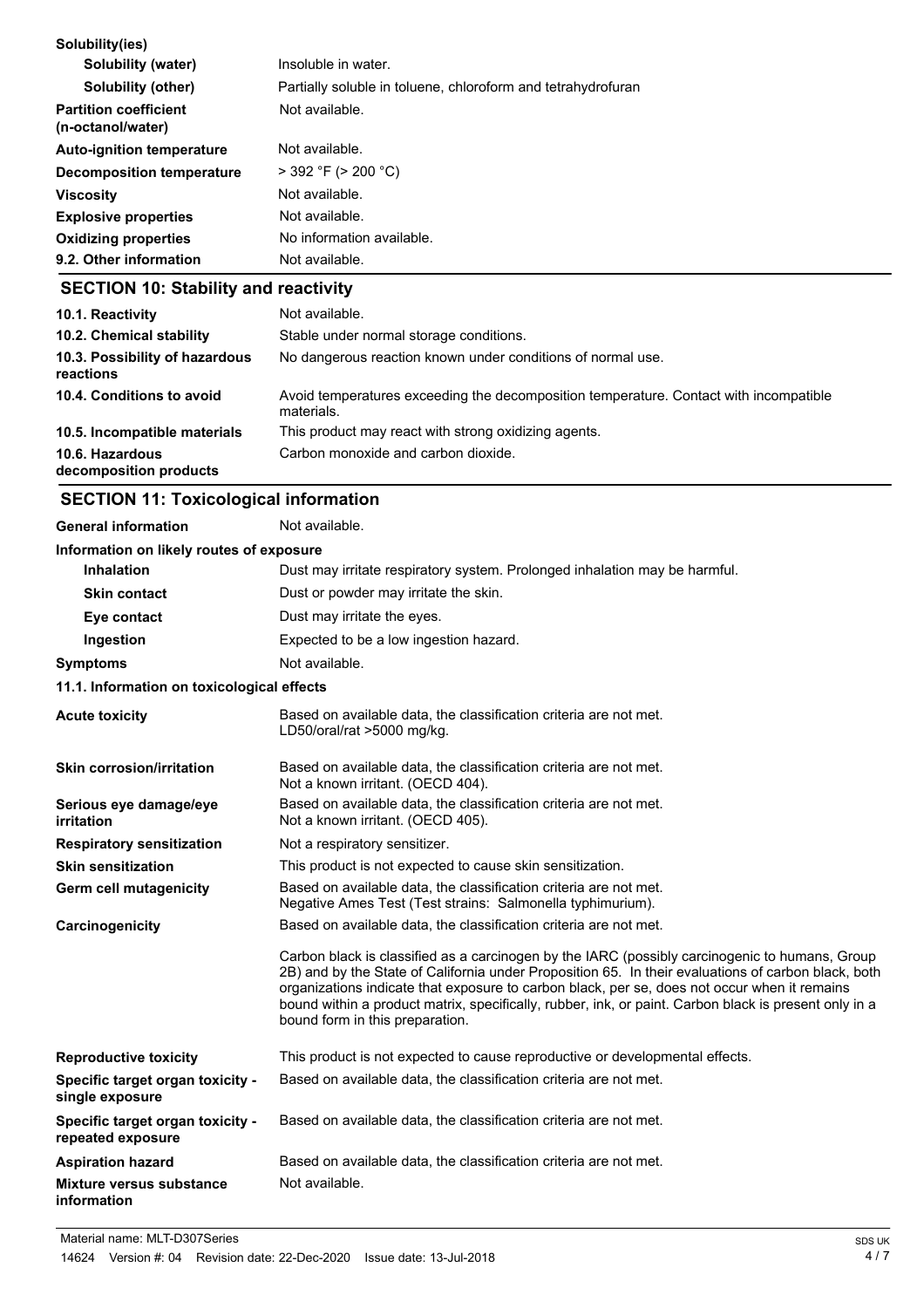**Solubility(ies)**

| | |
|---|---|
| **Solubility (water)** | Insoluble in water. |
| **Solubility (other)** | Partially soluble in toluene, chloroform and tetrahydrofuran |
| **Partition coefficient (n-octanol/water)** | Not available. |
| **Auto-ignition temperature** | Not available. |
| **Decomposition temperature** | > 392 °F (> 200 °C) |
| **Viscosity** | Not available. |
| **Explosive properties** | Not available. |
| **Oxidizing properties** | No information available. |
| **9.2. Other information** | Not available. |

## SECTION 10: Stability and reactivity

| | |
|---|---|
| **10.1. Reactivity** | Not available. |
| **10.2. Chemical stability** | Stable under normal storage conditions. |
| **10.3. Possibility of hazardous reactions** | No dangerous reaction known under conditions of normal use. |
| **10.4. Conditions to avoid** | Avoid temperatures exceeding the decomposition temperature. Contact with incompatible materials. |
| **10.5. Incompatible materials** | This product may react with strong oxidizing agents. |
| **10.6. Hazardous decomposition products** | Carbon monoxide and carbon dioxide. |

## SECTION 11: Toxicological information

**General information** Not available.

**Information on likely routes of exposure**

| | |
|---|---|
| **Inhalation** | Dust may irritate respiratory system. Prolonged inhalation may be harmful. |
| **Skin contact** | Dust or powder may irritate the skin. |
| **Eye contact** | Dust may irritate the eyes. |
| **Ingestion** | Expected to be a low ingestion hazard. |
| **Symptoms** | Not available. |

**11.1. Information on toxicological effects**

| | |
|---|---|
| **Acute toxicity** | Based on available data, the classification criteria are not met. LD50/oral/rat >5000 mg/kg. |
| **Skin corrosion/irritation** | Based on available data, the classification criteria are not met. Not a known irritant. (OECD 404). |
| **Serious eye damage/eye irritation** | Based on available data, the classification criteria are not met. Not a known irritant. (OECD 405). |
| **Respiratory sensitization** | Not a respiratory sensitizer. |
| **Skin sensitization** | This product is not expected to cause skin sensitization. |
| **Germ cell mutagenicity** | Based on available data, the classification criteria are not met. Negative Ames Test (Test strains: Salmonella typhimurium). |
| **Carcinogenicity** | Based on available data, the classification criteria are not met. Carbon black is classified as a carcinogen by the IARC (possibly carcinogenic to humans, Group 2B) and by the State of California under Proposition 65. In their evaluations of carbon black, both organizations indicate that exposure to carbon black, per se, does not occur when it remains bound within a product matrix, specifically, rubber, ink, or paint. Carbon black is present only in a bound form in this preparation. |
| **Reproductive toxicity** | This product is not expected to cause reproductive or developmental effects. |
| **Specific target organ toxicity - single exposure** | Based on available data, the classification criteria are not met. |
| **Specific target organ toxicity - repeated exposure** | Based on available data, the classification criteria are not met. |
| **Aspiration hazard** | Based on available data, the classification criteria are not met. |
| **Mixture versus substance information** | Not available. |

Material name: MLT-D307Series

14624 Version #: 04 Revision date: 22-Dec-2020 Issue date: 13-Jul-2018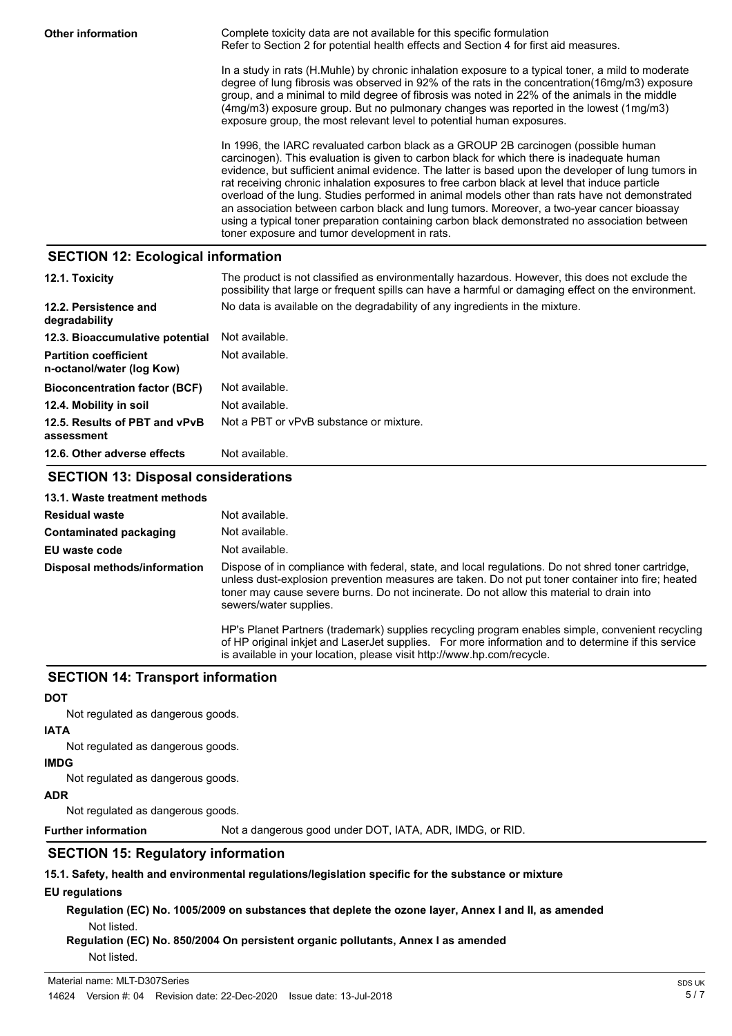| | |
|---|---|
| **Other information** | Complete toxicity data are not available for this specific formulation<br>Refer to Section 2 for potential health effects and Section 4 for first aid measures.<br><br>In a study in rats (H.Muhle) by chronic inhalation exposure to a typical toner, a mild to moderate degree of lung fibrosis was observed in 92% of the rats in the concentration(16mg/m3) exposure group, and a minimal to mild degree of fibrosis was noted in 22% of the animals in the middle (4mg/m3) exposure group. But no pulmonary changes was reported in the lowest (1mg/m3) exposure group, the most relevant level to potential human exposures.<br><br>In 1996, the IARC revaluated carbon black as a GROUP 2B carcinogen (possible human carcinogen). This evaluation is given to carbon black for which there is inadequate human evidence, but sufficient animal evidence. The latter is based upon the developer of lung tumors in rat receiving chronic inhalation exposures to free carbon black at level that induce particle overload of the lung. Studies performed in animal models other than rats have not demonstrated an association between carbon black and lung tumors. Moreover, a two-year cancer bioassay using a typical toner preparation containing carbon black demonstrated no association between toner exposure and tumor development in rats. |

## SECTION 12: Ecological information

| | |
|---|---|
| **12.1. Toxicity** | The product is not classified as environmentally hazardous. However, this does not exclude the possibility that large or frequent spills can have a harmful or damaging effect on the environment. |
| **12.2. Persistence and degradability** | No data is available on the degradability of any ingredients in the mixture. |
| **12.3. Bioaccumulative potential** | Not available. |
| **Partition coefficient n-octanol/water (log Kow)** | Not available. |
| **Bioconcentration factor (BCF)** | Not available. |
| **12.4. Mobility in soil** | Not available. |
| **12.5. Results of PBT and vPvB assessment** | Not a PBT or vPvB substance or mixture. |
| **12.6. Other adverse effects** | Not available. |

## SECTION 13: Disposal considerations

**13.1. Waste treatment methods**

| | |
|---|---|
| **Residual waste** | Not available. |
| **Contaminated packaging** | Not available. |
| **EU waste code** | Not available. |
| **Disposal methods/information** | Dispose of in compliance with federal, state, and local regulations. Do not shred toner cartridge, unless dust-explosion prevention measures are taken. Do not put toner container into fire; heated toner may cause severe burns. Do not incinerate. Do not allow this material to drain into sewers/water supplies.<br><br>HP's Planet Partners (trademark) supplies recycling program enables simple, convenient recycling of HP original inkjet and LaserJet supplies. For more information and to determine if this service is available in your location, please visit http://www.hp.com/recycle. |

## SECTION 14: Transport information

**DOT**

Not regulated as dangerous goods.

**IATA**

Not regulated as dangerous goods.

**IMDG**

Not regulated as dangerous goods.

**ADR**

Not regulated as dangerous goods.

**Further information** Not a dangerous good under DOT, IATA, ADR, IMDG, or RID.

## SECTION 15: Regulatory information

**15.1. Safety, health and environmental regulations/legislation specific for the substance or mixture**

**EU regulations**

**Regulation (EC) No. 1005/2009 on substances that deplete the ozone layer, Annex I and II, as amended**

Not listed.

**Regulation (EC) No. 850/2004 On persistent organic pollutants, Annex I as amended**

Not listed.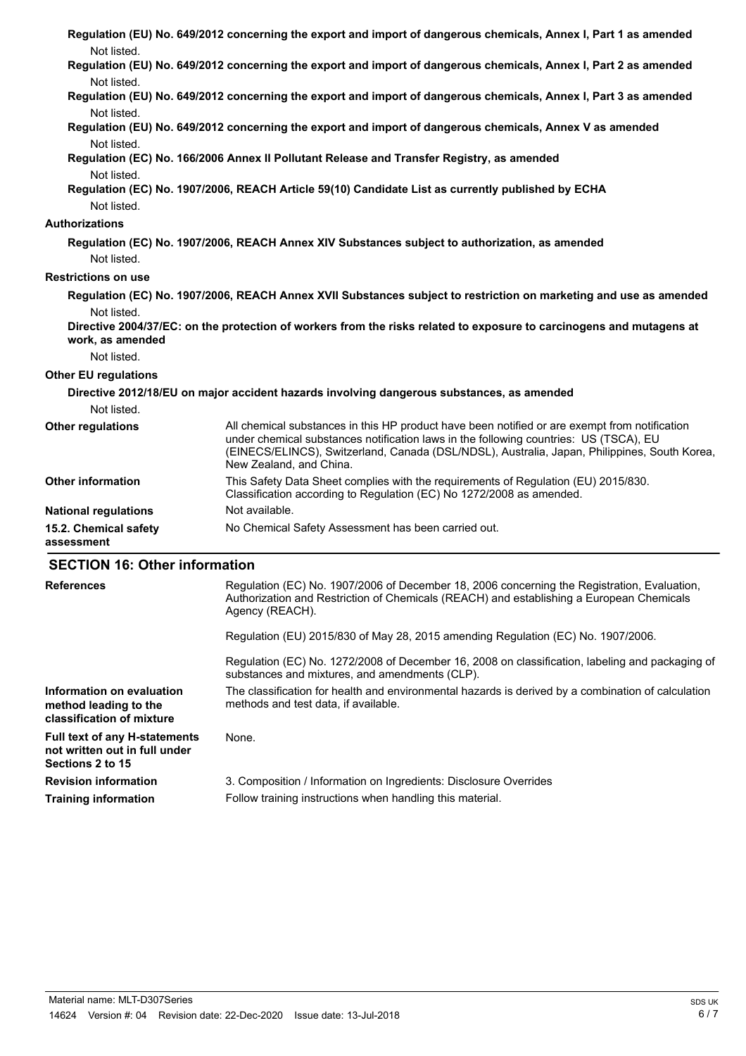**Regulation (EU) No. 649/2012 concerning the export and import of dangerous chemicals, Annex I, Part 1 as amended**

Not listed.

**Regulation (EU) No. 649/2012 concerning the export and import of dangerous chemicals, Annex I, Part 2 as amended**

Not listed.

**Regulation (EU) No. 649/2012 concerning the export and import of dangerous chemicals, Annex I, Part 3 as amended**

Not listed.

**Regulation (EU) No. 649/2012 concerning the export and import of dangerous chemicals, Annex V as amended**

Not listed.

**Regulation (EC) No. 166/2006 Annex II Pollutant Release and Transfer Registry, as amended**

Not listed.

**Regulation (EC) No. 1907/2006, REACH Article 59(10) Candidate List as currently published by ECHA**

Not listed.

**Authorizations**

**Regulation (EC) No. 1907/2006, REACH Annex XIV Substances subject to authorization, as amended**

Not listed.

**Restrictions on use**

**Regulation (EC) No. 1907/2006, REACH Annex XVII Substances subject to restriction on marketing and use as amended**

Not listed.

**Directive 2004/37/EC: on the protection of workers from the risks related to exposure to carcinogens and mutagens at work, as amended**

Not listed.

**Other EU regulations**

**Directive 2012/18/EU on major accident hazards involving dangerous substances, as amended**

Not listed.

**Other regulations** All chemical substances in this HP product have been notified or are exempt from notification under chemical substances notification laws in the following countries: US (TSCA), EU (EINECS/ELINCS), Switzerland, Canada (DSL/NDSL), Australia, Japan, Philippines, South Korea, New Zealand, and China.

**Other information** This Safety Data Sheet complies with the requirements of Regulation (EU) 2015/830. Classification according to Regulation (EC) No 1272/2008 as amended.

**National regulations** Not available.

**15.2. Chemical safety assessment** No Chemical Safety Assessment has been carried out.

## SECTION 16: Other information

**References** Regulation (EC) No. 1907/2006 of December 18, 2006 concerning the Registration, Evaluation, Authorization and Restriction of Chemicals (REACH) and establishing a European Chemicals Agency (REACH).

Regulation (EU) 2015/830 of May 28, 2015 amending Regulation (EC) No. 1907/2006.

Regulation (EC) No. 1272/2008 of December 16, 2008 on classification, labeling and packaging of substances and mixtures, and amendments (CLP).

**Information on evaluation method leading to the classification of mixture** The classification for health and environmental hazards is derived by a combination of calculation methods and test data, if available.

**Full text of any H-statements not written out in full under Sections 2 to 15** None.

**Revision information** 3. Composition / Information on Ingredients: Disclosure Overrides

**Training information** Follow training instructions when handling this material.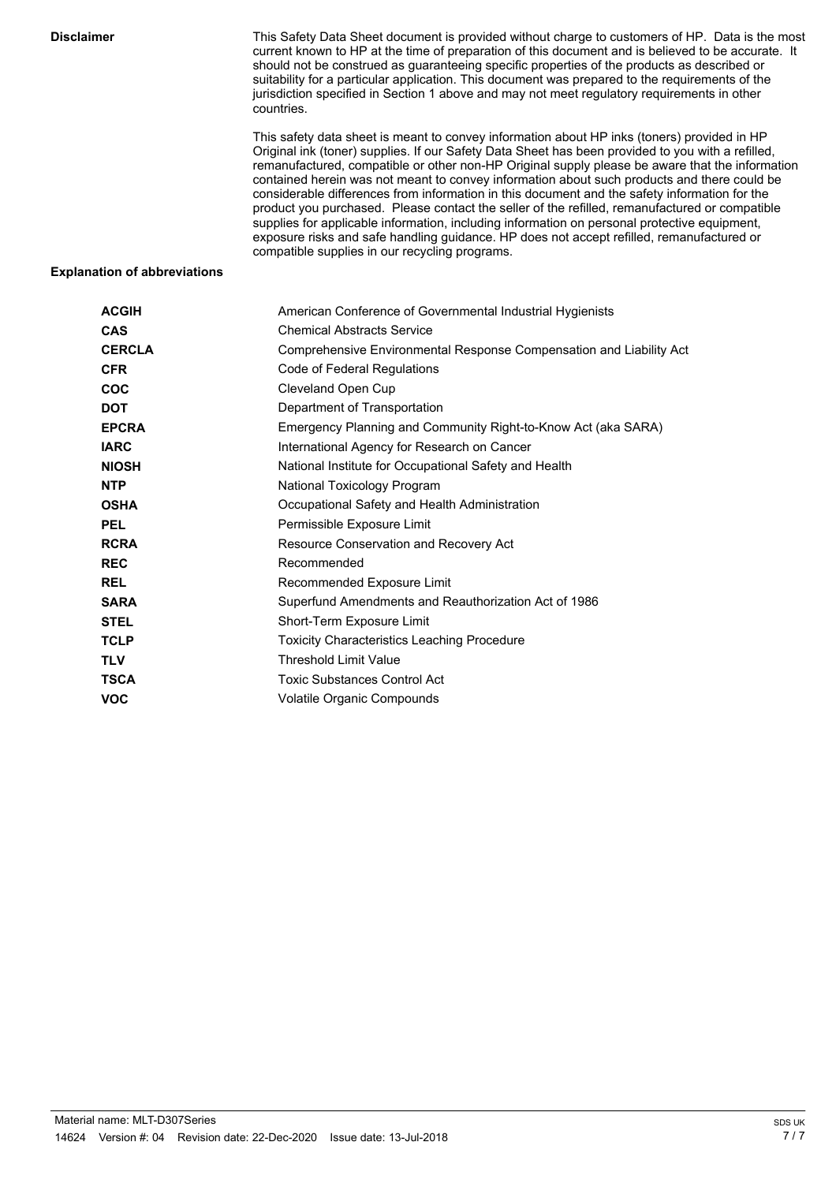**Disclaimer**

This Safety Data Sheet document is provided without charge to customers of HP. Data is the most current known to HP at the time of preparation of this document and is believed to be accurate. It should not be construed as guaranteeing specific properties of the products as described or suitability for a particular application. This document was prepared to the requirements of the jurisdiction specified in Section 1 above and may not meet regulatory requirements in other countries.

This safety data sheet is meant to convey information about HP inks (toners) provided in HP Original ink (toner) supplies. If our Safety Data Sheet has been provided to you with a refilled, remanufactured, compatible or other non-HP Original supply please be aware that the information contained herein was not meant to convey information about such products and there could be considerable differences from information in this document and the safety information for the product you purchased. Please contact the seller of the refilled, remanufactured or compatible supplies for applicable information, including information on personal protective equipment, exposure risks and safe handling guidance. HP does not accept refilled, remanufactured or compatible supplies in our recycling programs.

**Explanation of abbreviations**

| | |
|---|---|
| **ACGIH** | American Conference of Governmental Industrial Hygienists |
| **CAS** | Chemical Abstracts Service |
| **CERCLA** | Comprehensive Environmental Response Compensation and Liability Act |
| **CFR** | Code of Federal Regulations |
| **COC** | Cleveland Open Cup |
| **DOT** | Department of Transportation |
| **EPCRA** | Emergency Planning and Community Right-to-Know Act (aka SARA) |
| **IARC** | International Agency for Research on Cancer |
| **NIOSH** | National Institute for Occupational Safety and Health |
| **NTP** | National Toxicology Program |
| **OSHA** | Occupational Safety and Health Administration |
| **PEL** | Permissible Exposure Limit |
| **RCRA** | Resource Conservation and Recovery Act |
| **REC** | Recommended |
| **REL** | Recommended Exposure Limit |
| **SARA** | Superfund Amendments and Reauthorization Act of 1986 |
| **STEL** | Short-Term Exposure Limit |
| **TCLP** | Toxicity Characteristics Leaching Procedure |
| **TLV** | Threshold Limit Value |
| **TSCA** | Toxic Substances Control Act |
| **VOC** | Volatile Organic Compounds |